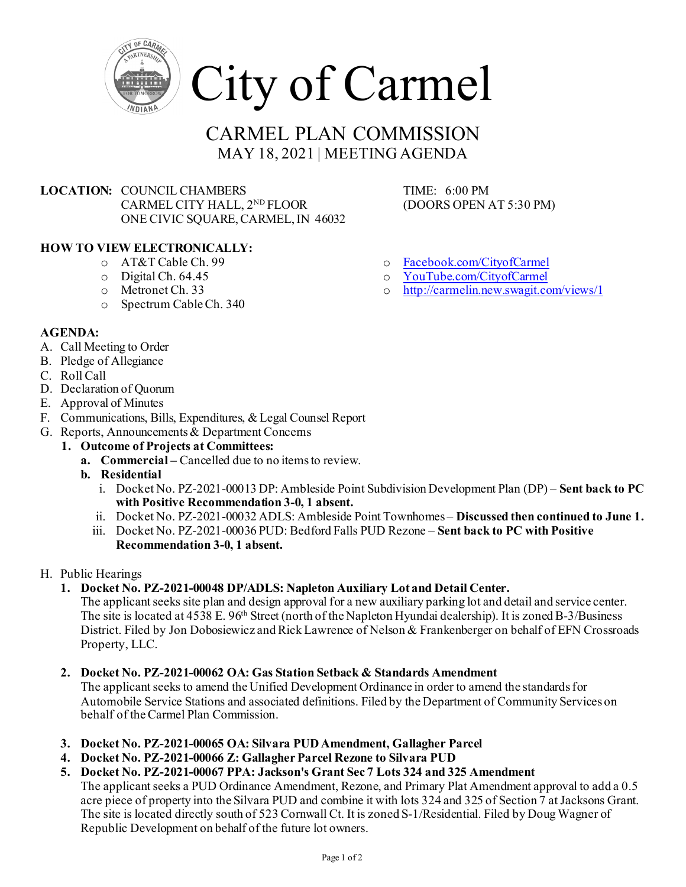# City of Carmel

## CARMEL PLAN COMMISSION

### MAY 18, 2021 | MEETING AGENDA

**LOCATION:** COUNCIL CHAMBERS
CARMEL CITY HALL, 2ND FLOOR
ONE CIVIC SQUARE, CARMEL, IN 46032

TIME: 6:00 PM
(DOORS OPEN AT 5:30 PM)

**HOW TO VIEW ELECTRONICALLY:**

- AT&T Cable Ch. 99
- Digital Ch. 64.45
- Metronet Ch. 33
- Spectrum Cable Ch. 340
- Facebook.com/CityofCarmel
- YouTube.com/CityofCarmel
- http://carmelin.new.swagit.com/views/1

**AGENDA:**

A. Call Meeting to Order
B. Pledge of Allegiance
C. Roll Call
D. Declaration of Quorum
E. Approval of Minutes
F. Communications, Bills, Expenditures, & Legal Counsel Report
G. Reports, Announcements & Department Concerns
   1. **Outcome of Projects at Committees:**
      a. **Commercial –** Cancelled due to no items to review.
      b. **Residential**
         i. Docket No. PZ-2021-00013 DP: Ambleside Point Subdivision Development Plan (DP) – **Sent back to PC with Positive Recommendation 3-0, 1 absent.**
         ii. Docket No. PZ-2021-00032 ADLS: Ambleside Point Townhomes – **Discussed then continued to June 1.**
         iii. Docket No. PZ-2021-00036 PUD: Bedford Falls PUD Rezone – **Sent back to PC with Positive Recommendation 3-0, 1 absent.**

H. Public Hearings
   1. **Docket No. PZ-2021-00048 DP/ADLS: Napleton Auxiliary Lot and Detail Center.**
      The applicant seeks site plan and design approval for a new auxiliary parking lot and detail and service center. The site is located at 4538 E. 96th Street (north of the Napleton Hyundai dealership). It is zoned B-3/Business District. Filed by Jon Dobosiewicz and Rick Lawrence of Nelson & Frankenberger on behalf of EFN Crossroads Property, LLC.

   2. **Docket No. PZ-2021-00062 OA: Gas Station Setback & Standards Amendment**
      The applicant seeks to amend the Unified Development Ordinance in order to amend the standards for Automobile Service Stations and associated definitions. Filed by the Department of Community Services on behalf of the Carmel Plan Commission.

   3. **Docket No. PZ-2021-00065 OA: Silvara PUD Amendment, Gallagher Parcel**
   4. **Docket No. PZ-2021-00066 Z: Gallagher Parcel Rezone to Silvara PUD**
   5. **Docket No. PZ-2021-00067 PPA: Jackson's Grant Sec 7 Lots 324 and 325 Amendment**
      The applicant seeks a PUD Ordinance Amendment, Rezone, and Primary Plat Amendment approval to add a 0.5 acre piece of property into the Silvara PUD and combine it with lots 324 and 325 of Section 7 at Jacksons Grant. The site is located directly south of 523 Cornwall Ct. It is zoned S-1/Residential. Filed by Doug Wagner of Republic Development on behalf of the future lot owners.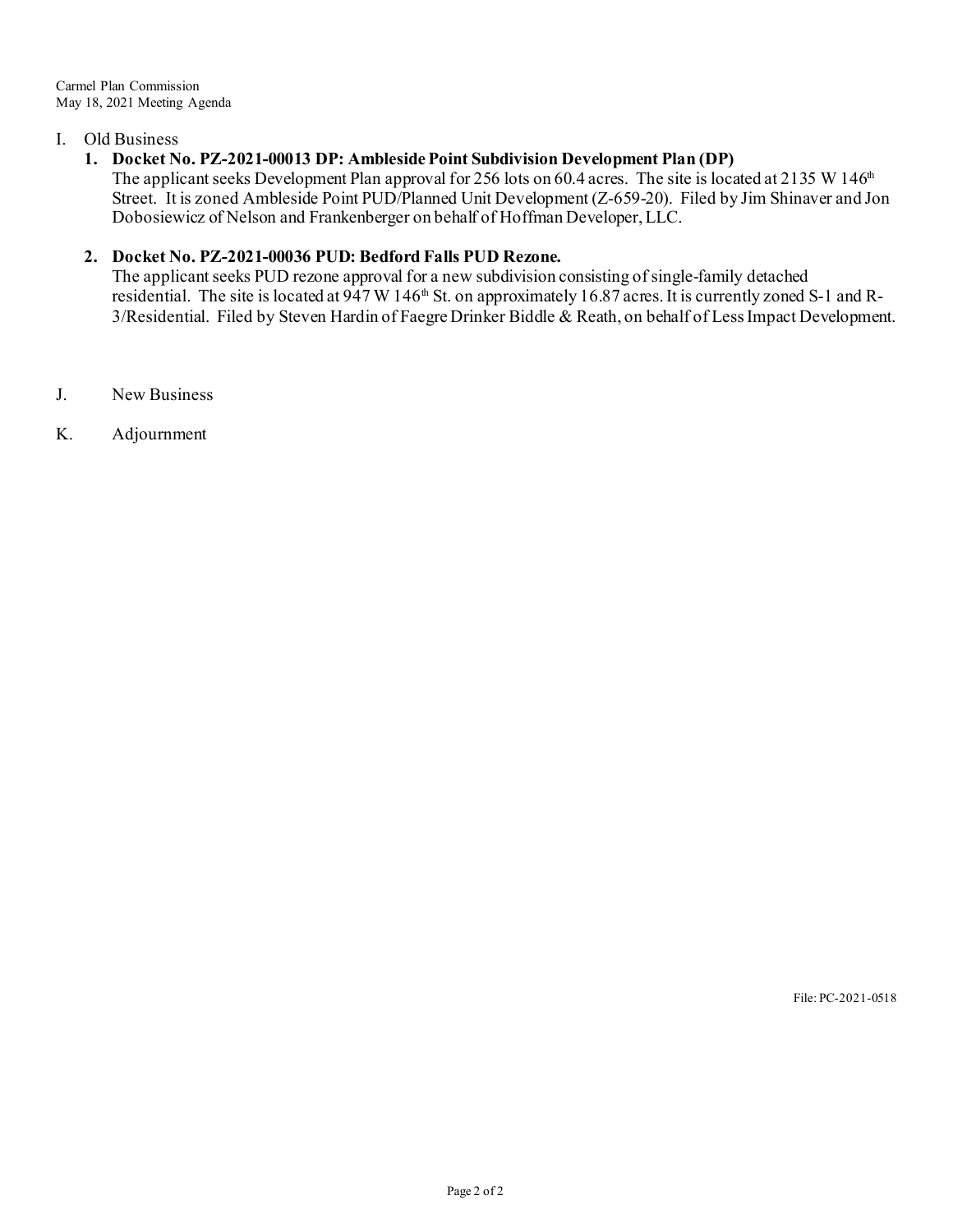I. Old Business

1. **Docket No. PZ-2021-00013 DP: Ambleside Point Subdivision Development Plan (DP)**
   The applicant seeks Development Plan approval for 256 lots on 60.4 acres. The site is located at 2135 W 146th Street. It is zoned Ambleside Point PUD/Planned Unit Development (Z-659-20). Filed by Jim Shinaver and Jon Dobosiewicz of Nelson and Frankenberger on behalf of Hoffman Developer, LLC.

2. **Docket No. PZ-2021-00036 PUD: Bedford Falls PUD Rezone.**
   The applicant seeks PUD rezone approval for a new subdivision consisting of single-family detached residential. The site is located at 947 W 146th St. on approximately 16.87 acres. It is currently zoned S-1 and R-3/Residential. Filed by Steven Hardin of Faegre Drinker Biddle & Reath, on behalf of Less Impact Development.

J. New Business

K. Adjournment

File: PC-2021-0518